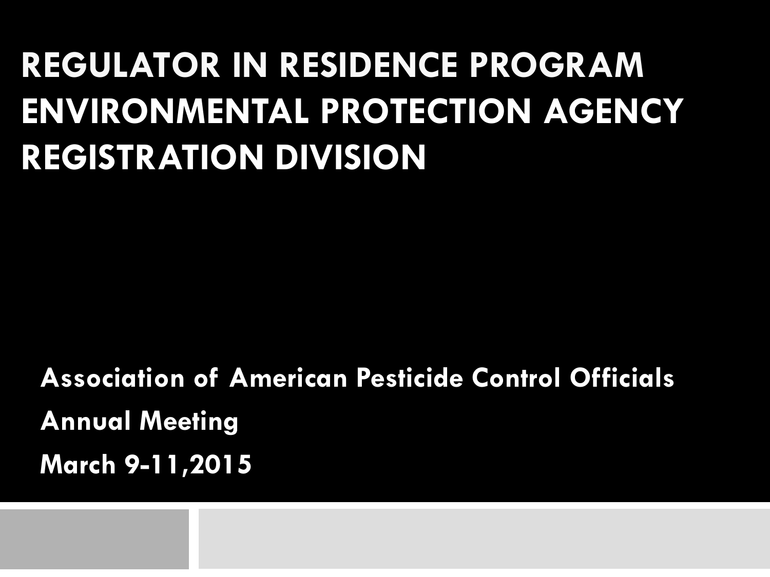# REGULATOR IN RESIDENCE PROGRAM ENVIRONMENTAL PROTECTION AGENCY REGISTRATION DIVISION

**Association of American Pesticide Control Officials**

**Annual Meeting**

**March 9-11,2015**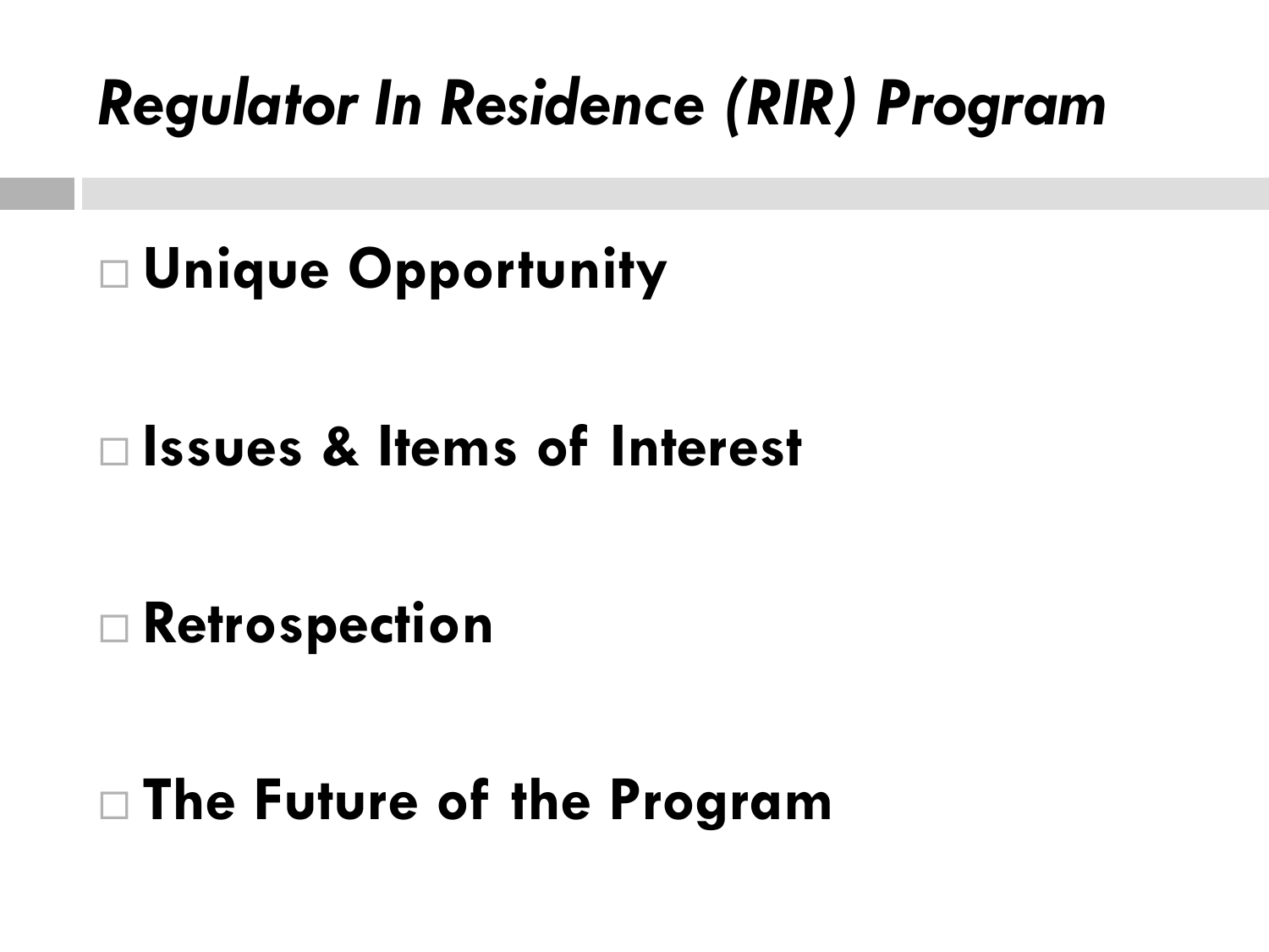# *Regulator In Residence (RIR) Program*

- **Unique Opportunity**
- **Issues & Items of Interest**
- **Retrospection**
- **The Future of the Program**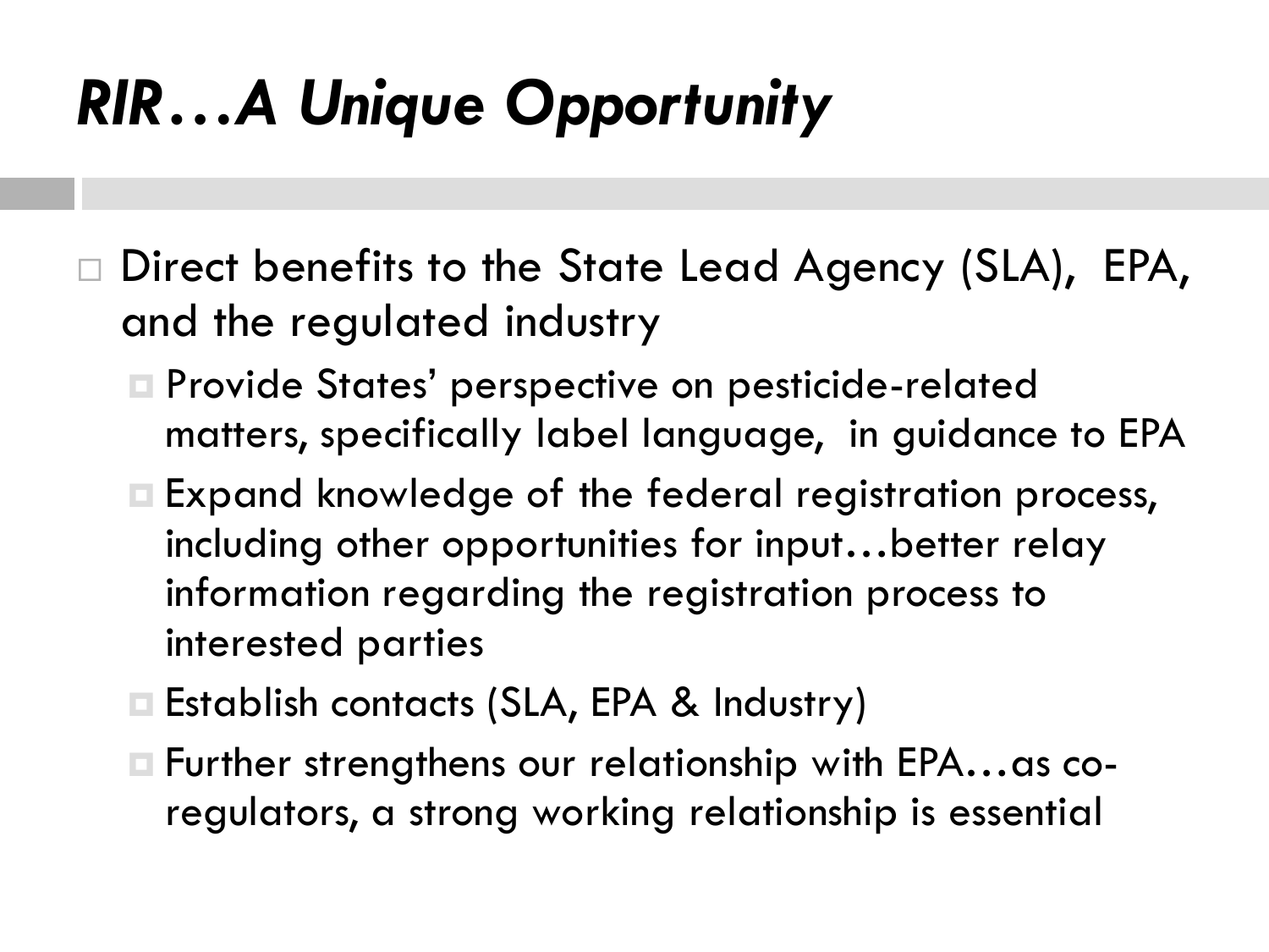# *RIR…A Unique Opportunity*

- Direct benefits to the State Lead Agency (SLA), EPA, and the regulated industry
  - Provide States' perspective on pesticide-related matters, specifically label language, in guidance to EPA
  - Expand knowledge of the federal registration process, including other opportunities for input…better relay information regarding the registration process to interested parties
  - Establish contacts (SLA, EPA & Industry)
  - Further strengthens our relationship with EPA…as co-regulators, a strong working relationship is essential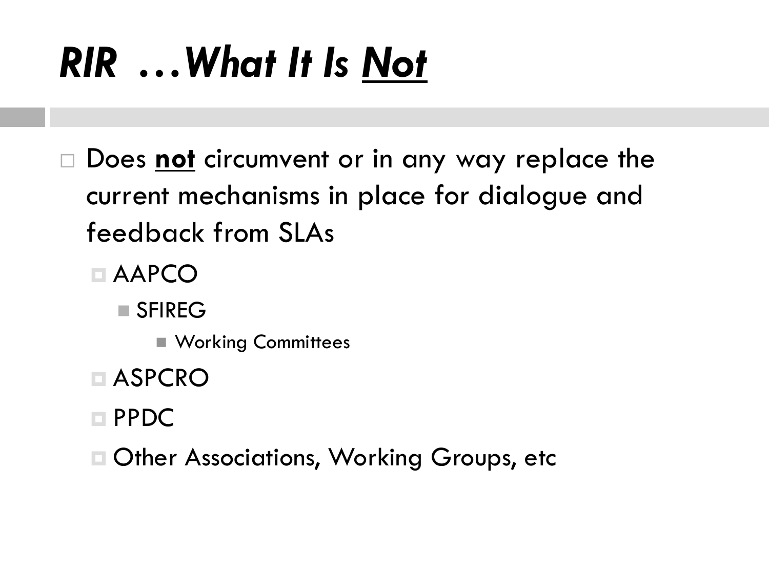# *RIR …What It Is <u>Not</u>*

- Does **<u>not</u>** circumvent or in any way replace the current mechanisms in place for dialogue and feedback from SLAs
  - AAPCO
    - SFIREG
      - Working Committees
  - ASPCRO
  - PPDC
  - Other Associations, Working Groups, etc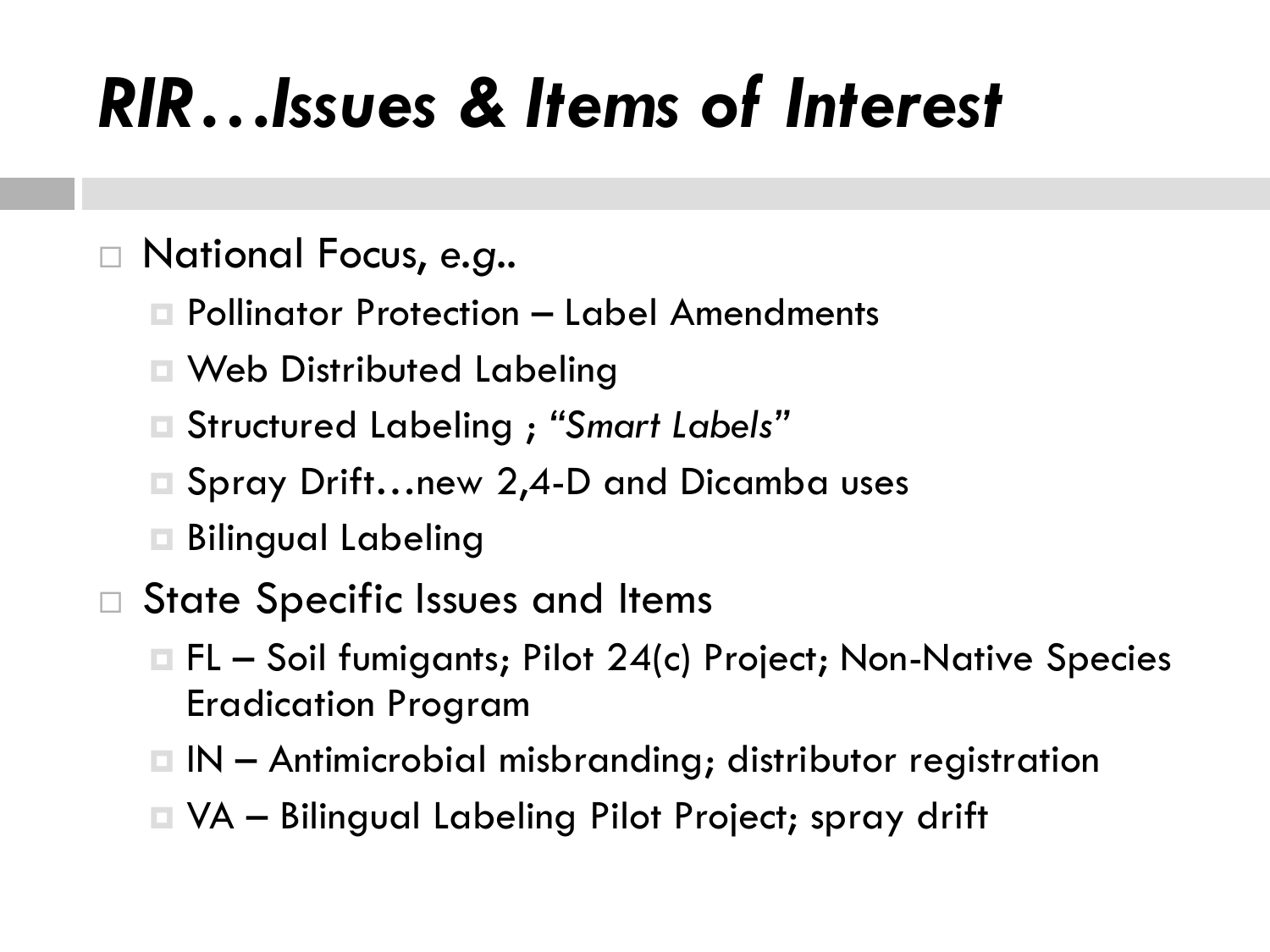# *RIR…Issues & Items of Interest*

- National Focus, *e.g.*.
  - Pollinator Protection – Label Amendments
  - Web Distributed Labeling
  - Structured Labeling ; "*Smart Labels*"
  - Spray Drift…new 2,4-D and Dicamba uses
  - Bilingual Labeling
- State Specific Issues and Items
  - FL – Soil fumigants; Pilot 24(c) Project; Non-Native Species Eradication Program
  - IN – Antimicrobial misbranding; distributor registration
  - VA – Bilingual Labeling Pilot Project; spray drift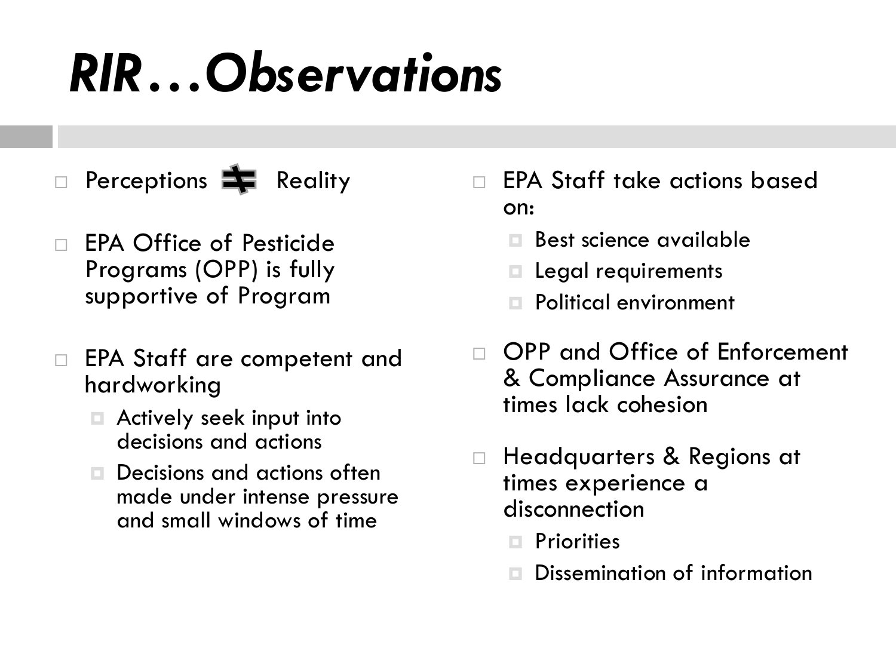# *RIR…Observations*

- Perceptions ≠ Reality
- EPA Office of Pesticide Programs (OPP) is fully supportive of Program
- EPA Staff are competent and hardworking
  - Actively seek input into decisions and actions
  - Decisions and actions often made under intense pressure and small windows of time
- EPA Staff take actions based on:
  - Best science available
  - Legal requirements
  - Political environment
- OPP and Office of Enforcement & Compliance Assurance at times lack cohesion
- Headquarters & Regions at times experience a disconnection
  - Priorities
  - Dissemination of information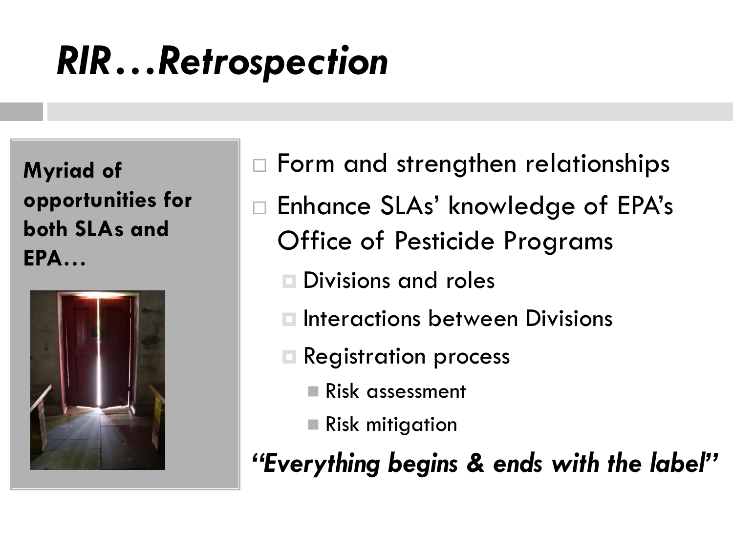# *RIR…Retrospection*

**Myriad of opportunities for both SLAs and EPA…**

- Form and strengthen relationships
- Enhance SLAs' knowledge of EPA's Office of Pesticide Programs
  - Divisions and roles
  - Interactions between Divisions
  - Registration process
    - Risk assessment
    - Risk mitigation

***"Everything begins & ends with the label"***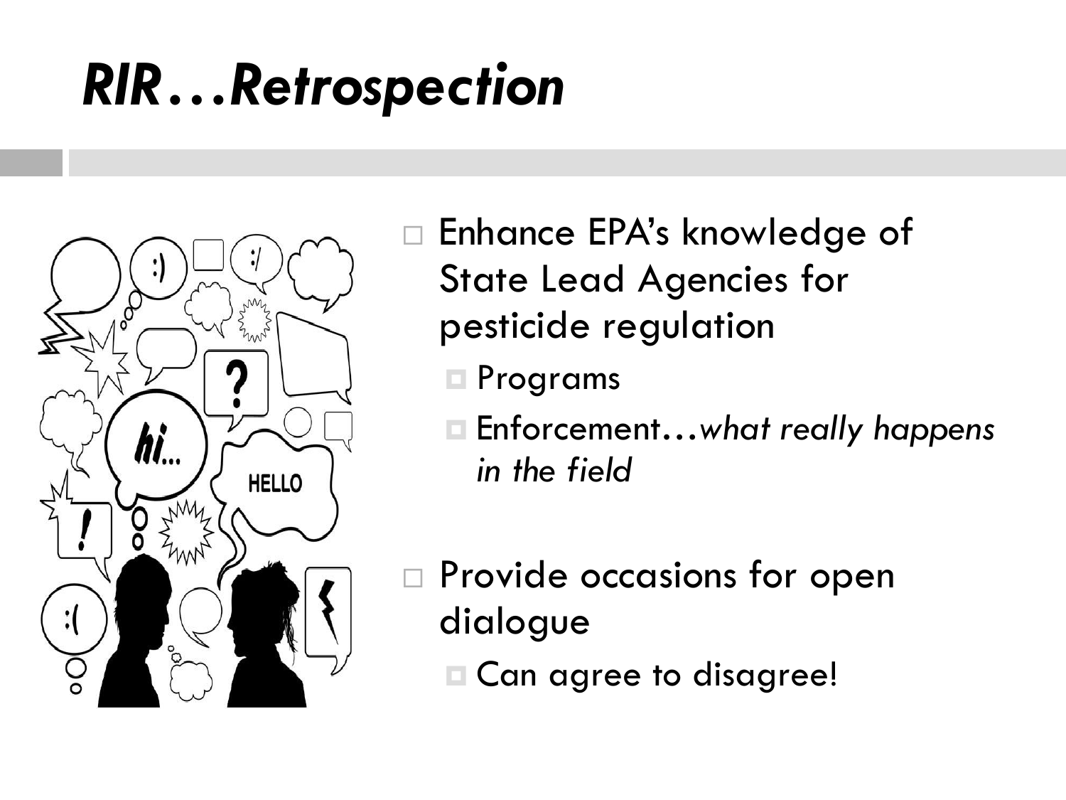# *RIR…Retrospection*

- Enhance EPA's knowledge of State Lead Agencies for pesticide regulation
  - Programs
  - Enforcement…*what really happens in the field*

- Provide occasions for open dialogue
  - Can agree to disagree!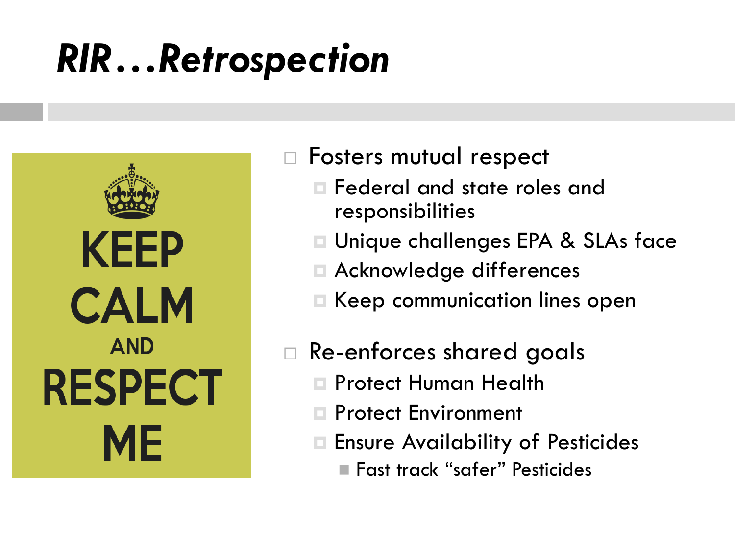# *RIR…Retrospection*

KEEP CALM AND RESPECT ME

- Fosters mutual respect
  - Federal and state roles and responsibilities
  - Unique challenges EPA & SLAs face
  - Acknowledge differences
  - Keep communication lines open
- Re-enforces shared goals
  - Protect Human Health
  - Protect Environment
  - Ensure Availability of Pesticides
    - Fast track "safer" Pesticides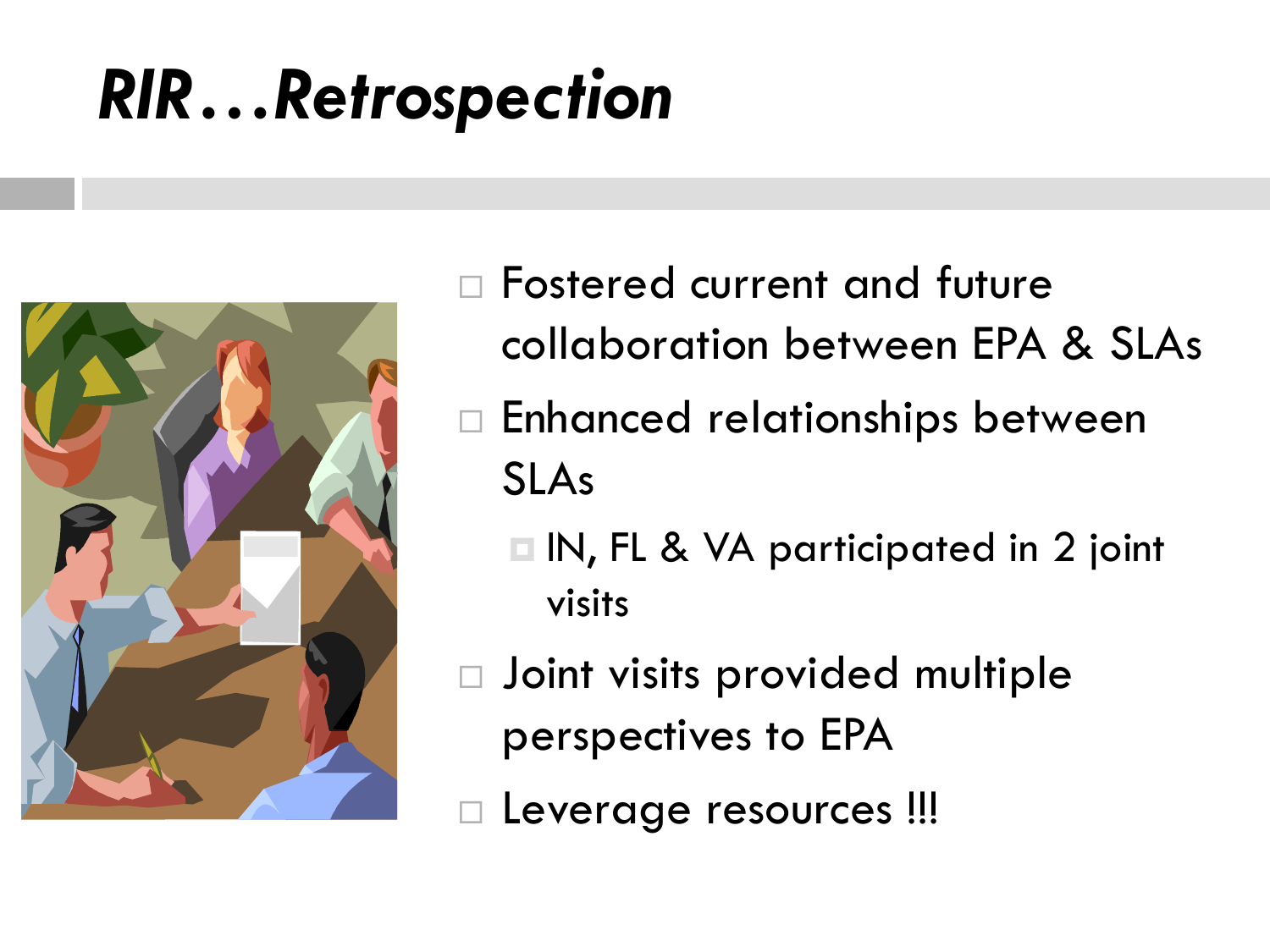# *RIR…Retrospection*

- Fostered current and future collaboration between EPA & SLAs
- Enhanced relationships between SLAs
  - IN, FL & VA participated in 2 joint visits
- Joint visits provided multiple perspectives to EPA
- Leverage resources !!!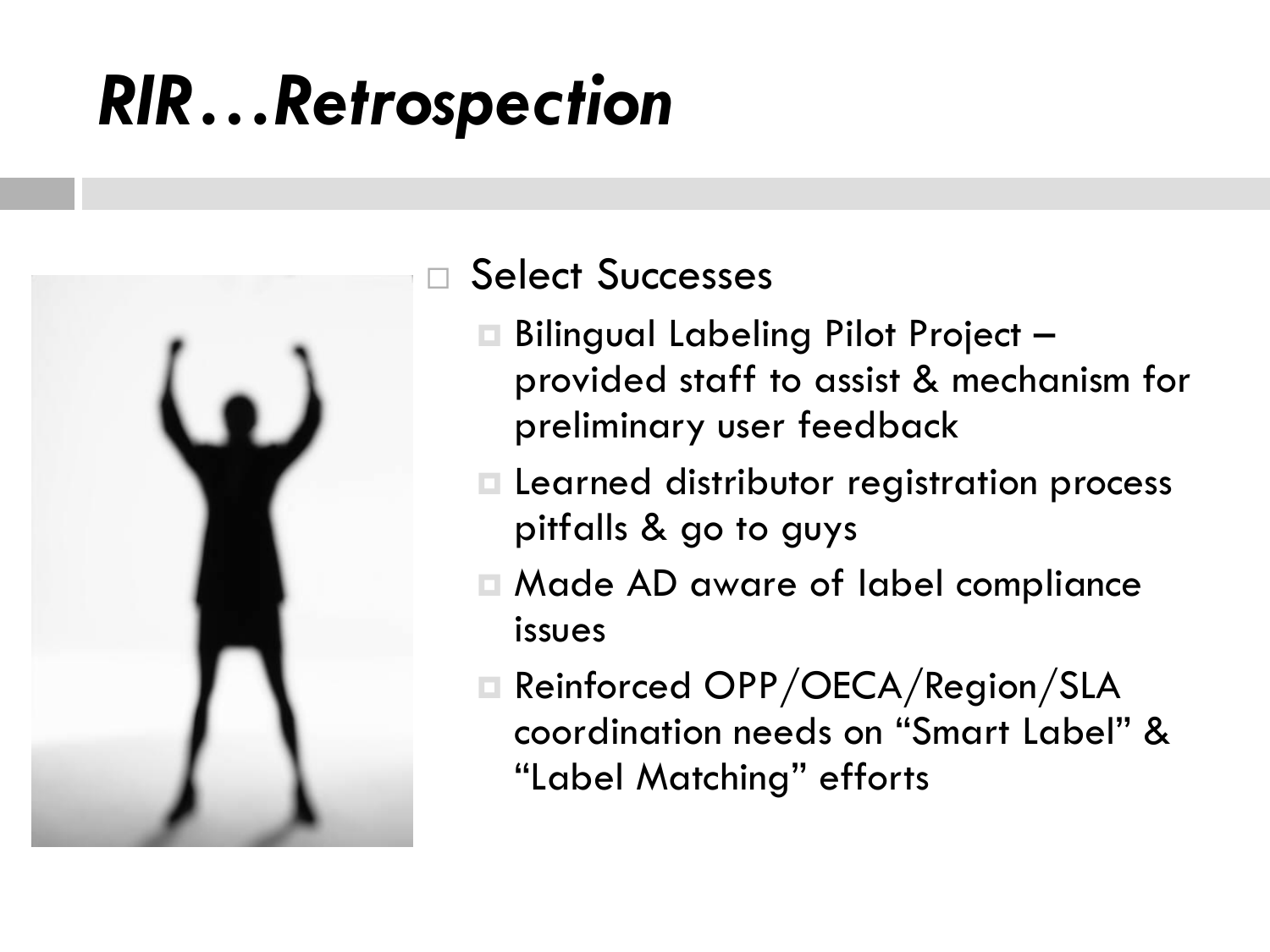# *RIR…Retrospection*

- Select Successes
  - Bilingual Labeling Pilot Project – provided staff to assist & mechanism for preliminary user feedback
  - Learned distributor registration process pitfalls & go to guys
  - Made AD aware of label compliance issues
  - Reinforced OPP/OECA/Region/SLA coordination needs on "Smart Label" & "Label Matching" efforts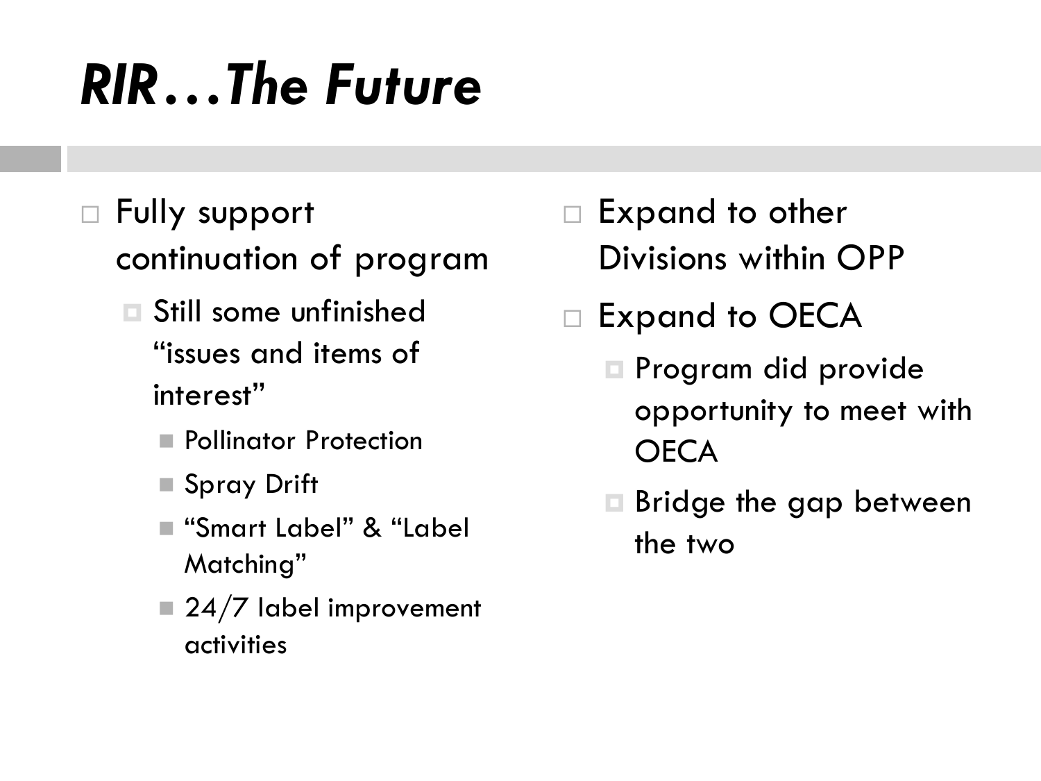# *RIR…The Future*

- Fully support continuation of program
  - Still some unfinished “issues and items of interest”
    - Pollinator Protection
    - Spray Drift
    - “Smart Label” & “Label Matching”
    - 24/7 label improvement activities
- Expand to other Divisions within OPP
- Expand to OECA
  - Program did provide opportunity to meet with OECA
  - Bridge the gap between the two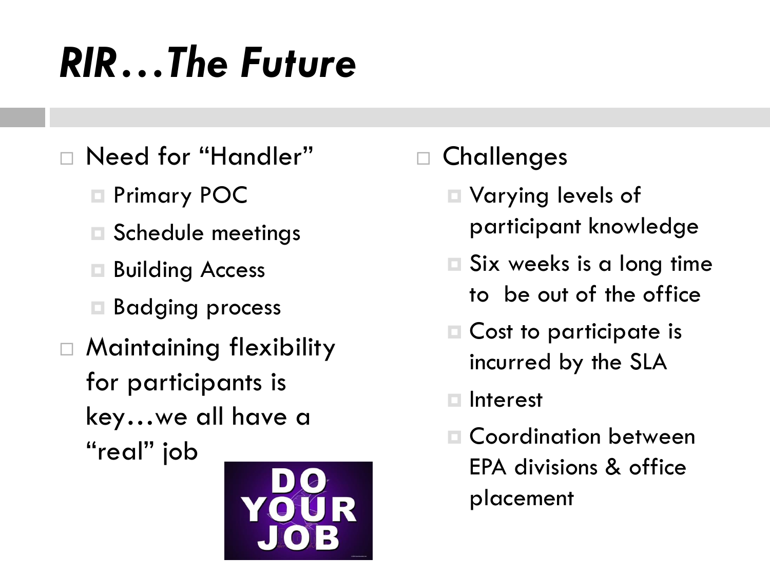# *RIR…The Future*

- Need for "Handler"
  - Primary POC
  - Schedule meetings
  - Building Access
  - Badging process
- Maintaining flexibility for participants is key…we all have a "real" job

- Challenges
  - Varying levels of participant knowledge
  - Six weeks is a long time to be out of the office
  - Cost to participate is incurred by the SLA
  - Interest
  - Coordination between EPA divisions & office placement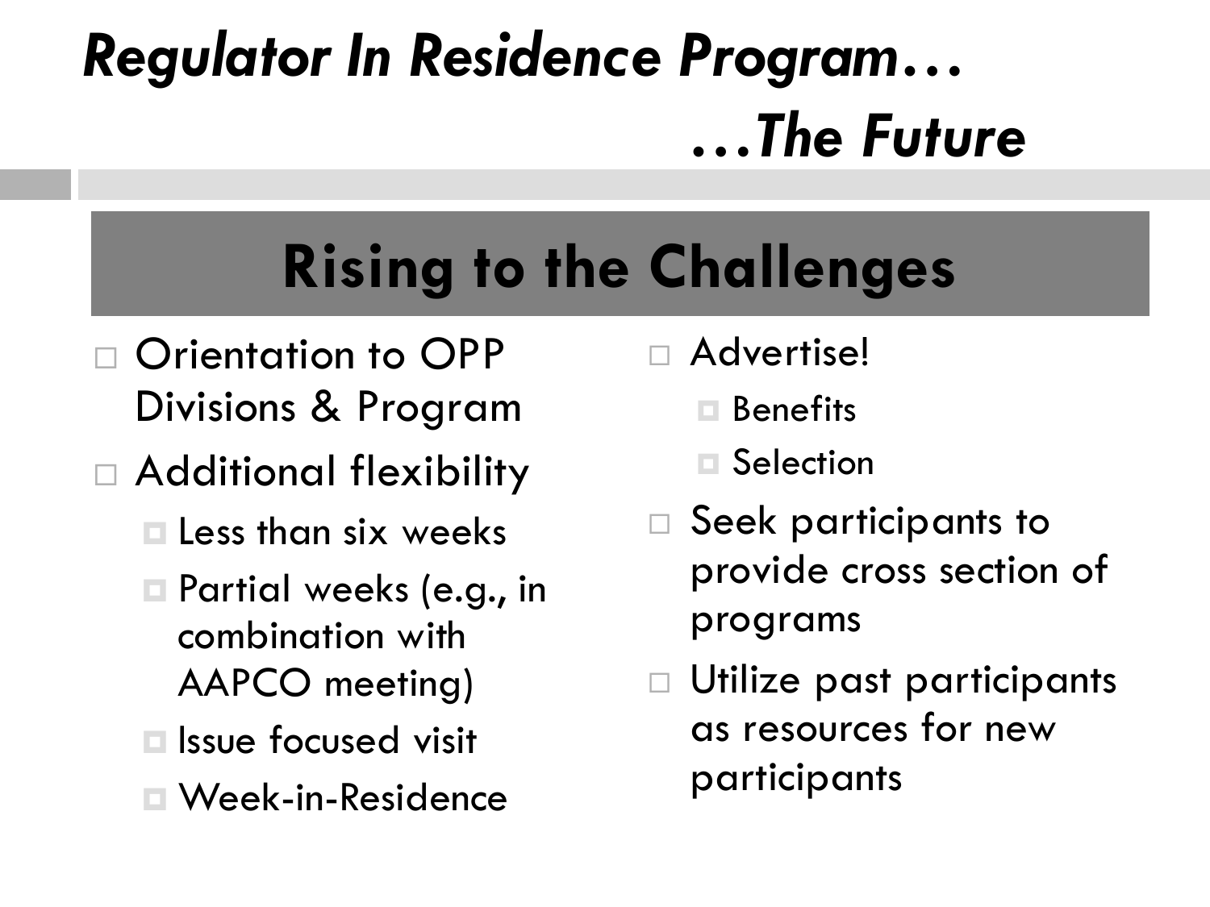# *Regulator In Residence Program…*
# *…The Future*

## Rising to the Challenges

- Orientation to OPP Divisions & Program
- Additional flexibility
  - Less than six weeks
  - Partial weeks (e.g., in combination with AAPCO meeting)
  - Issue focused visit
  - Week-in-Residence
- Advertise!
  - Benefits
  - Selection
- Seek participants to provide cross section of programs
- Utilize past participants as resources for new participants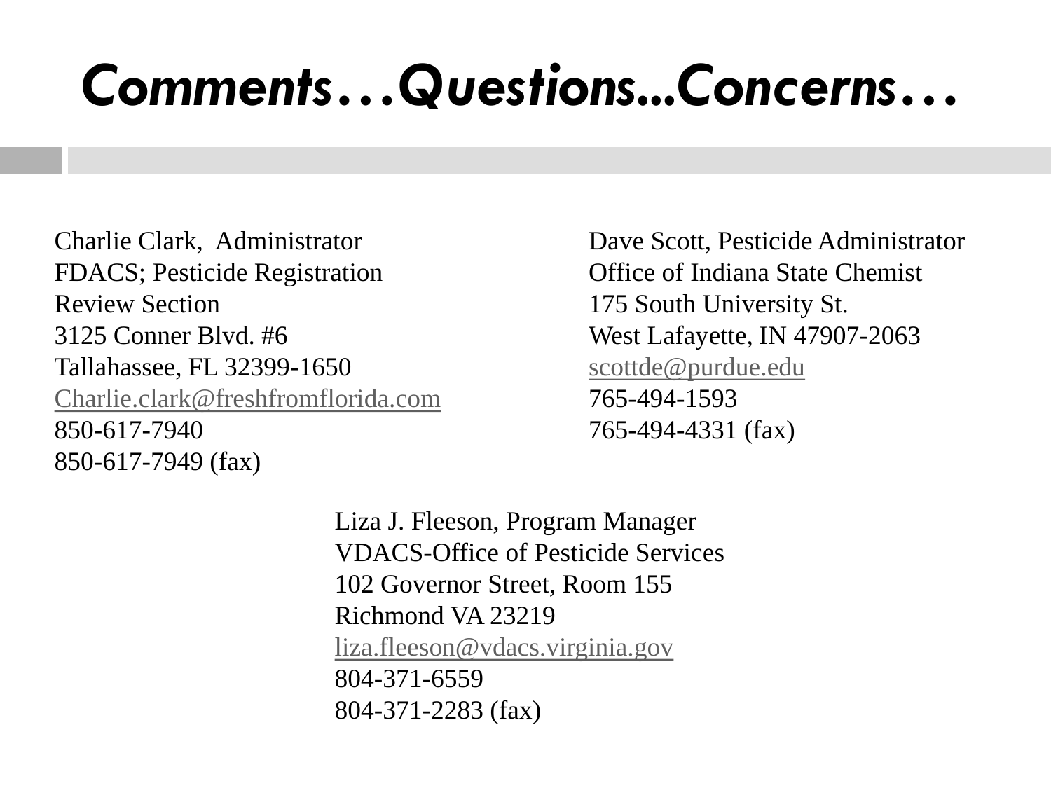# Comments…Questions...Concerns…

Charlie Clark,  Administrator
FDACS; Pesticide Registration
Review Section
3125 Conner Blvd. #6
Tallahassee, FL 32399-1650
Charlie.clark@freshfromflorida.com
850-617-7940
850-617-7949 (fax)

Dave Scott, Pesticide Administrator
Office of Indiana State Chemist
175 South University St.
West Lafayette, IN 47907-2063
scottde@purdue.edu
765-494-1593
765-494-4331 (fax)

Liza J. Fleeson, Program Manager
VDACS-Office of Pesticide Services
102 Governor Street, Room 155
Richmond VA 23219
liza.fleeson@vdacs.virginia.gov
804-371-6559
804-371-2283 (fax)